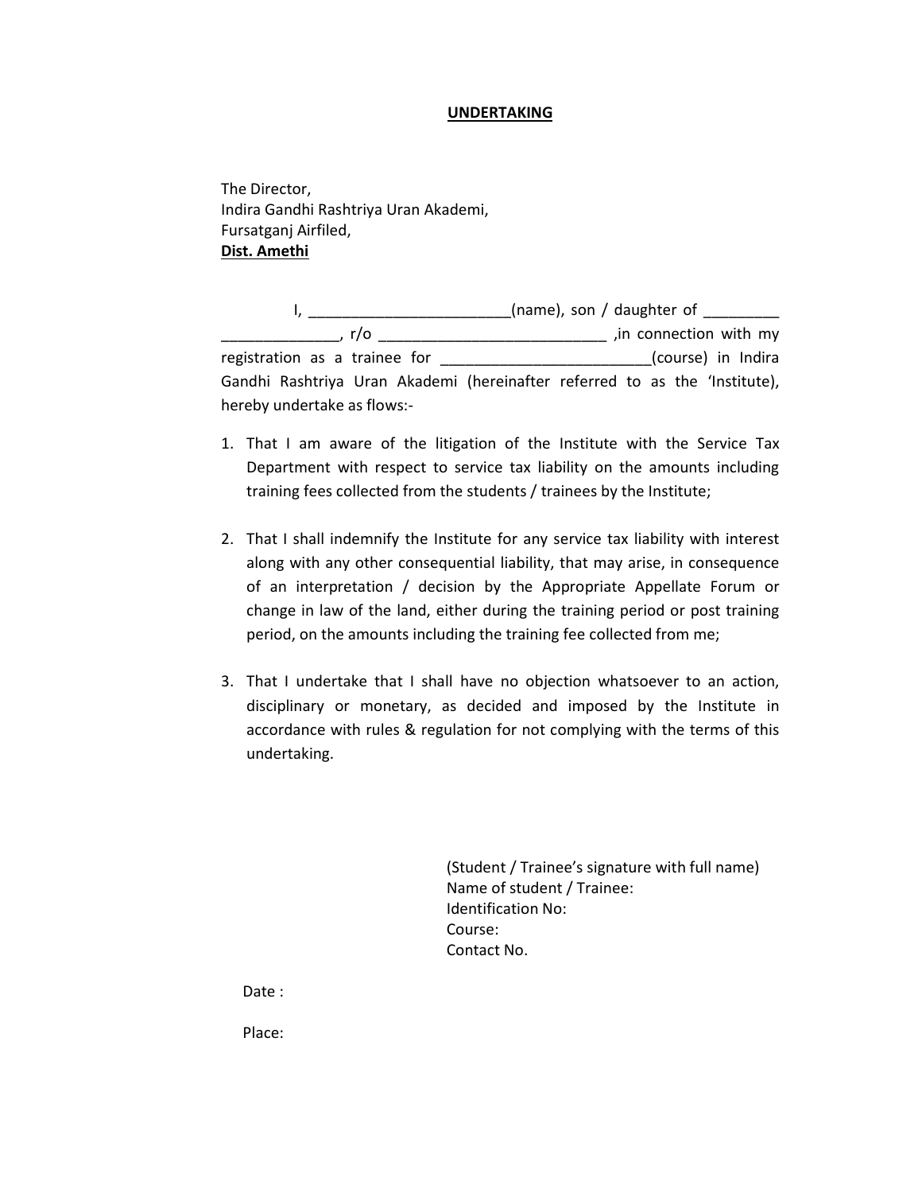**<u>UNDERTAKING</u>**

The Director,
Indira Gandhi Rashtriya Uran Akademi,
Fursatganj Airfiled,
**<u>Dist. Amethi</u>**

I, ________________________(name), son / daughter of _________ ______________, r/o ___________________________ ,in connection with my registration as a trainee for _________________________(course) in Indira Gandhi Rashtriya Uran Akademi (hereinafter referred to as the 'Institute), hereby undertake as flows:-

1. That I am aware of the litigation of the Institute with the Service Tax Department with respect to service tax liability on the amounts including training fees collected from the students / trainees by the Institute;

2. That I shall indemnify the Institute for any service tax liability with interest along with any other consequential liability, that may arise, in consequence of an interpretation / decision by the Appropriate Appellate Forum or change in law of the land, either during the training period or post training period, on the amounts including the training fee collected from me;

3. That I undertake that I shall have no objection whatsoever to an action, disciplinary or monetary, as decided and imposed by the Institute in accordance with rules & regulation for not complying with the terms of this undertaking.

(Student / Trainee's signature with full name)
Name of student / Trainee:
Identification No:
Course:
Contact No.

Date :

Place: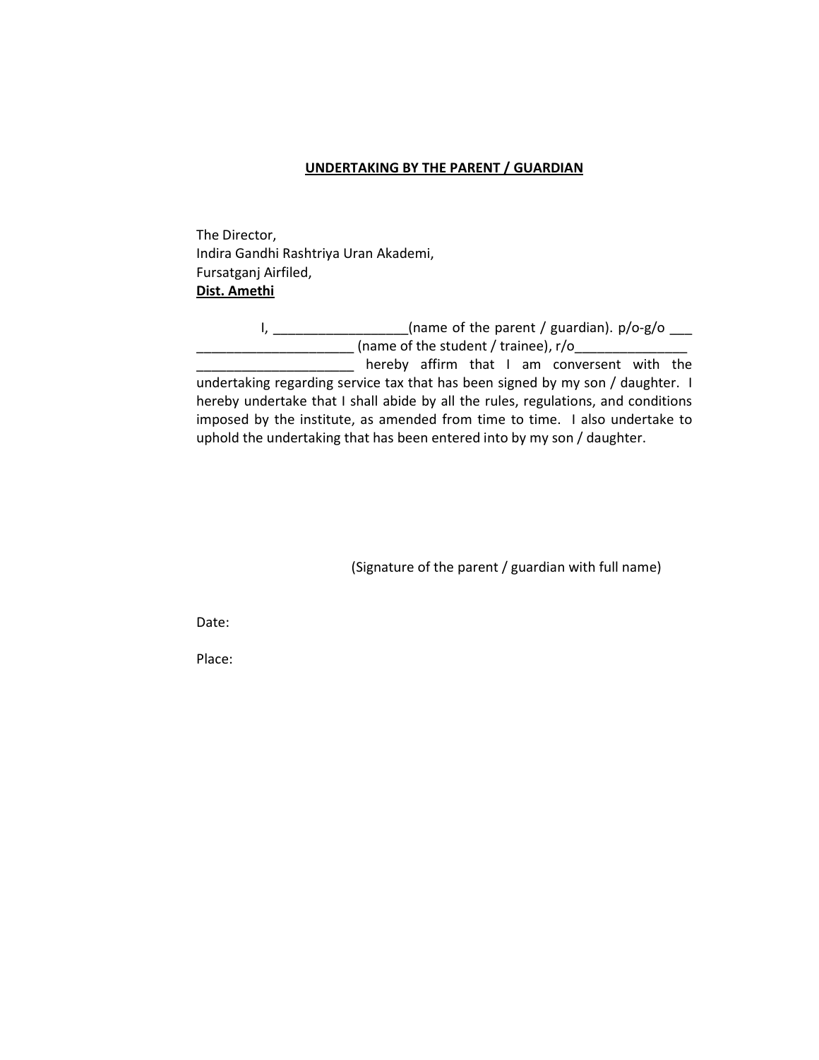**UNDERTAKING BY THE PARENT / GUARDIAN**

The Director,
Indira Gandhi Rashtriya Uran Akademi,
Fursatganj Airfiled,
**Dist. Amethi**

I, _________________(name of the parent / guardian). p/o-g/o ___ _____________________ (name of the student / trainee), r/o______________ _____________________ hereby affirm that I am conversent with the undertaking regarding service tax that has been signed by my son / daughter. I hereby undertake that I shall abide by all the rules, regulations, and conditions imposed by the institute, as amended from time to time. I also undertake to uphold the undertaking that has been entered into by my son / daughter.

(Signature of the parent / guardian with full name)

Date:

Place: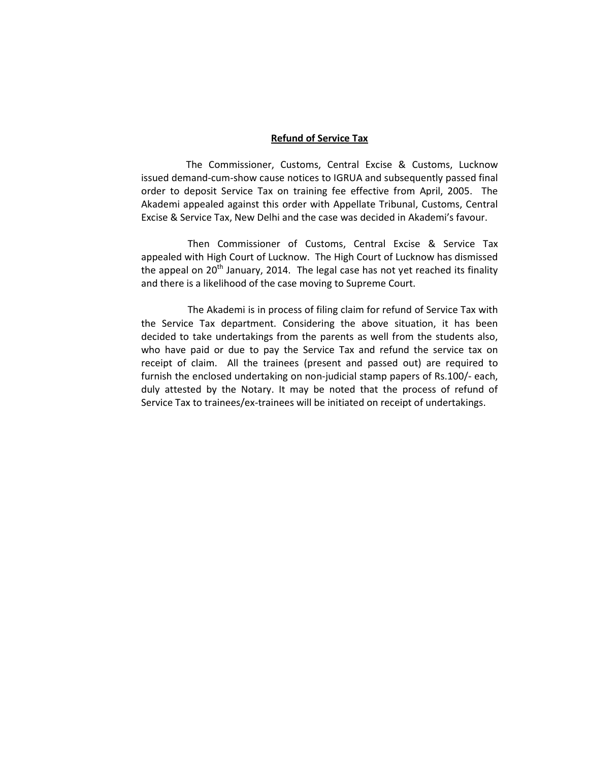## **Refund of Service Tax**

The Commissioner, Customs, Central Excise & Customs, Lucknow issued demand-cum-show cause notices to IGRUA and subsequently passed final order to deposit Service Tax on training fee effective from April, 2005. The Akademi appealed against this order with Appellate Tribunal, Customs, Central Excise & Service Tax, New Delhi and the case was decided in Akademi's favour.

Then Commissioner of Customs, Central Excise & Service Tax appealed with High Court of Lucknow. The High Court of Lucknow has dismissed the appeal on 20th January, 2014. The legal case has not yet reached its finality and there is a likelihood of the case moving to Supreme Court.

The Akademi is in process of filing claim for refund of Service Tax with the Service Tax department. Considering the above situation, it has been decided to take undertakings from the parents as well from the students also, who have paid or due to pay the Service Tax and refund the service tax on receipt of claim. All the trainees (present and passed out) are required to furnish the enclosed undertaking on non-judicial stamp papers of Rs.100/- each, duly attested by the Notary. It may be noted that the process of refund of Service Tax to trainees/ex-trainees will be initiated on receipt of undertakings.